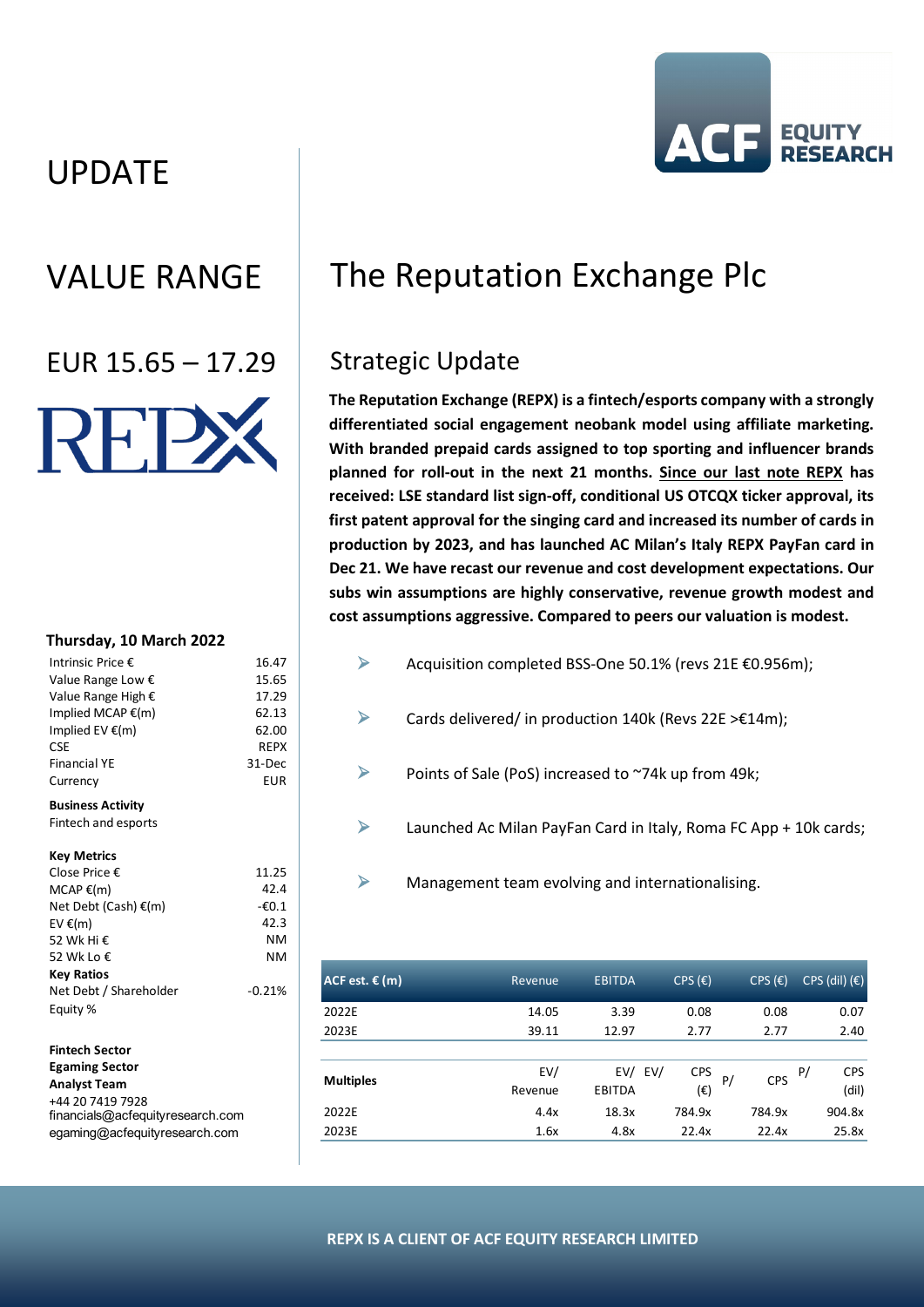# UPDATE

# VALUE RANGE

## EUR 15.65 – 17.29

REPX

# The Reputation Exchange Plc

## Strategic Update

**The Reputation Exchange (REPX) is a fintech/esports company with a strongly differentiated social engagement neobank model using affiliate marketing. With branded prepaid cards assigned to top sporting and influencer brands planned for roll-out in the next 21 months. <u>Since our last note REPX</u> has received: LSE standard list sign-off, conditional US OTCQX ticker approval, its first patent approval for the singing card and increased its number of cards in production by 2023, and has launched AC Milan's Italy REPX PayFan card in Dec 21. We have recast our revenue and cost development expectations. Our subs win assumptions are highly conservative, revenue growth modest and cost assumptions aggressive. Compared to peers our valuation is modest.**

- Acquisition completed BSS-One 50.1% (revs 21E €0.956m);
- Cards delivered/ in production 140k (Revs 22E >€14m);
- Points of Sale (PoS) increased to ~74k up from 49k;
- Launched Ac Milan PayFan Card in Italy, Roma FC App + 10k cards;
- Management team evolving and internationalising.

| ACF est. € (m) | Revenue | EBITDA | CPS (€) | CPS (€) | CPS (dil) (€) |
|---|---|---|---|---|---|
| 2022E | 14.05 | 3.39 | 0.08 | 0.08 | 0.07 |
| 2023E | 39.11 | 12.97 | 2.77 | 2.77 | 2.40 |

| Multiples | EV/ Revenue | EV/ EBITDA | EV/ CPS (€) | P/ CPS | P/ CPS (dil) |
|---|---|---|---|---|---|
| 2022E | 4.4x | 18.3x | 784.9x | 784.9x | 904.8x |
| 2023E | 1.6x | 4.8x | 22.4x | 22.4x | 25.8x |

**Thursday, 10 March 2022**

| | |
|---|---|
| Intrinsic Price € | 16.47 |
| Value Range Low € | 15.65 |
| Value Range High € | 17.29 |
| Implied MCAP €(m) | 62.13 |
| Implied EV €(m) | 62.00 |
| CSE | REPX |
| Financial YE | 31-Dec |
| Currency | EUR |

**Business Activity**

Fintech and esports

| **Key Metrics** | |
|---|---|
| Close Price € | 11.25 |
| MCAP €(m) | 42.4 |
| Net Debt (Cash) €(m) | -€0.1 |
| EV €(m) | 42.3 |
| 52 Wk Hi € | NM |
| 52 Wk Lo € | NM |
| **Key Ratios** | |
| Net Debt / Shareholder Equity % | -0.21% |

**Fintech Sector**
**Egaming Sector**
**Analyst Team**
+44 20 7419 7928
financials@acfequityresearch.com
egaming@acfequityresearch.com

**REPX IS A CLIENT OF ACF EQUITY RESEARCH LIMITED**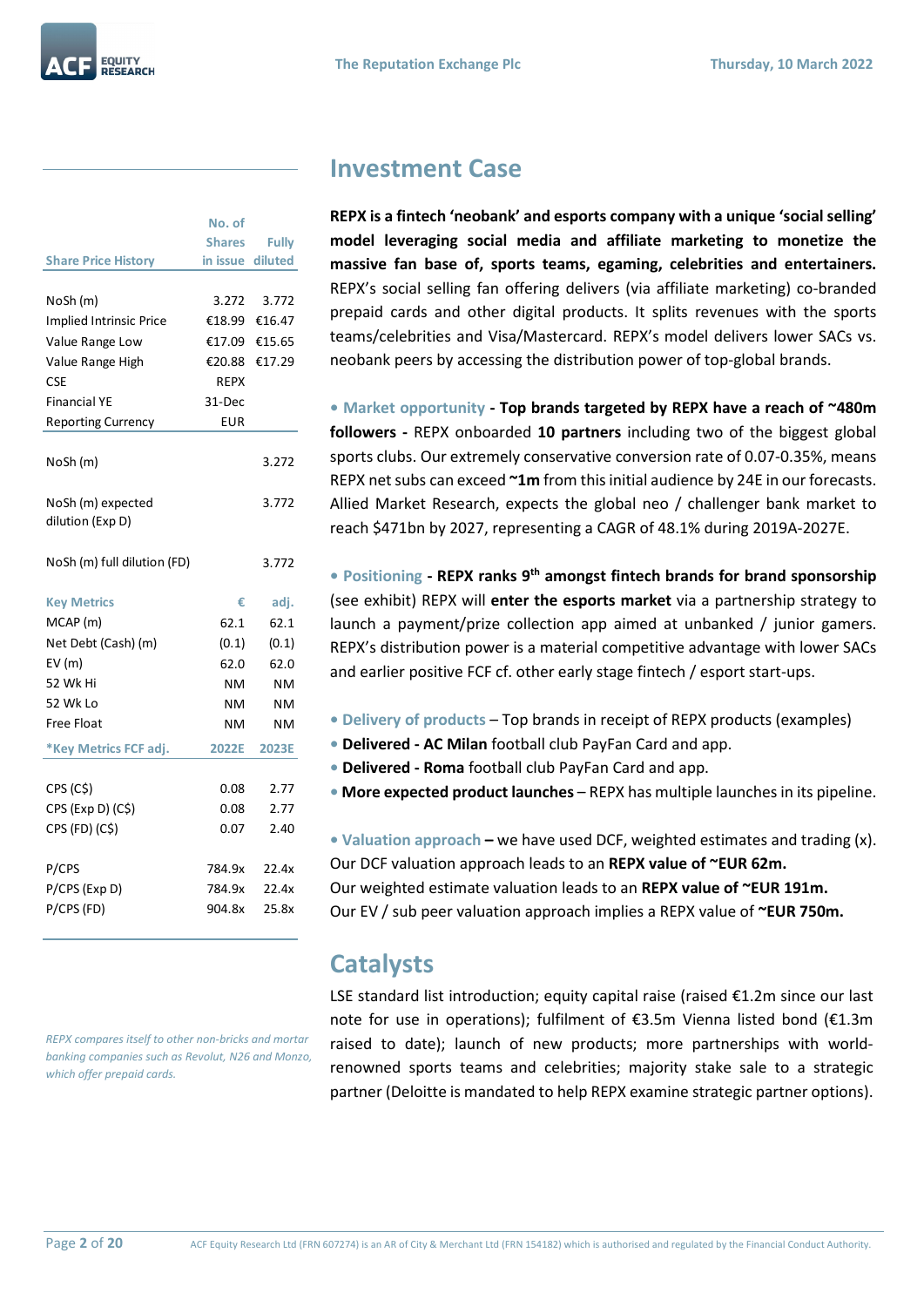| Share Price History | No. of Shares in issue | Fully diluted |
|---|---|---|
| NoSh (m) | 3.272 | 3.772 |
| Implied Intrinsic Price | €18.99 | €16.47 |
| Value Range Low | €17.09 | €15.65 |
| Value Range High | €20.88 | €17.29 |
| CSE | REPX | |
| Financial YE | 31-Dec | |
| Reporting Currency | EUR | |

| | | |
|---|---|---|
| NoSh (m) | | 3.272 |
| NoSh (m) expected dilution (Exp D) | | 3.772 |
| NoSh (m) full dilution (FD) | | 3.772 |

| Key Metrics | € | adj. |
|---|---|---|
| MCAP (m) | 62.1 | 62.1 |
| Net Debt (Cash) (m) | (0.1) | (0.1) |
| EV (m) | 62.0 | 62.0 |
| 52 Wk Hi | NM | NM |
| 52 Wk Lo | NM | NM |
| Free Float | NM | NM |

| *Key Metrics FCF adj. | 2022E | 2023E |
|---|---|---|
| CPS (C$) | 0.08 | 2.77 |
| CPS (Exp D) (C$) | 0.08 | 2.77 |
| CPS (FD) (C$) | 0.07 | 2.40 |
| P/CPS | 784.9x | 22.4x |
| P/CPS (Exp D) | 784.9x | 22.4x |
| P/CPS (FD) | 904.8x | 25.8x |

*REPX compares itself to other non-bricks and mortar banking companies such as Revolut, N26 and Monzo, which offer prepaid cards.*

## Investment Case

**REPX is a fintech 'neobank' and esports company with a unique 'social selling' model leveraging social media and affiliate marketing to monetize the massive fan base of, sports teams, egaming, celebrities and entertainers.** REPX's social selling fan offering delivers (via affiliate marketing) co-branded prepaid cards and other digital products. It splits revenues with the sports teams/celebrities and Visa/Mastercard. REPX's model delivers lower SACs vs. neobank peers by accessing the distribution power of top-global brands.

- **Market opportunity** - **Top brands targeted by REPX have a reach of ~480m followers -** REPX onboarded **10 partners** including two of the biggest global sports clubs. Our extremely conservative conversion rate of 0.07-0.35%, means REPX net subs can exceed **~1m** from this initial audience by 24E in our forecasts. Allied Market Research, expects the global neo / challenger bank market to reach $471bn by 2027, representing a CAGR of 48.1% during 2019A-2027E.

- **Positioning** - **REPX ranks 9th amongst fintech brands for brand sponsorship** (see exhibit) REPX will **enter the esports market** via a partnership strategy to launch a payment/prize collection app aimed at unbanked / junior gamers. REPX's distribution power is a material competitive advantage with lower SACs and earlier positive FCF cf. other early stage fintech / esport start-ups.

- **Delivery of products** – Top brands in receipt of REPX products (examples)
- **Delivered - AC Milan** football club PayFan Card and app.
- **Delivered - Roma** football club PayFan Card and app.
- **More expected product launches** – REPX has multiple launches in its pipeline.

- **Valuation approach –** we have used DCF, weighted estimates and trading (x).
Our DCF valuation approach leads to an **REPX value of ~EUR 62m.**
Our weighted estimate valuation leads to an **REPX value of ~EUR 191m.**
Our EV / sub peer valuation approach implies a REPX value of **~EUR 750m.**

## Catalysts

LSE standard list introduction; equity capital raise (raised €1.2m since our last note for use in operations); fulfilment of €3.5m Vienna listed bond (€1.3m raised to date); launch of new products; more partnerships with world-renowned sports teams and celebrities; majority stake sale to a strategic partner (Deloitte is mandated to help REPX examine strategic partner options).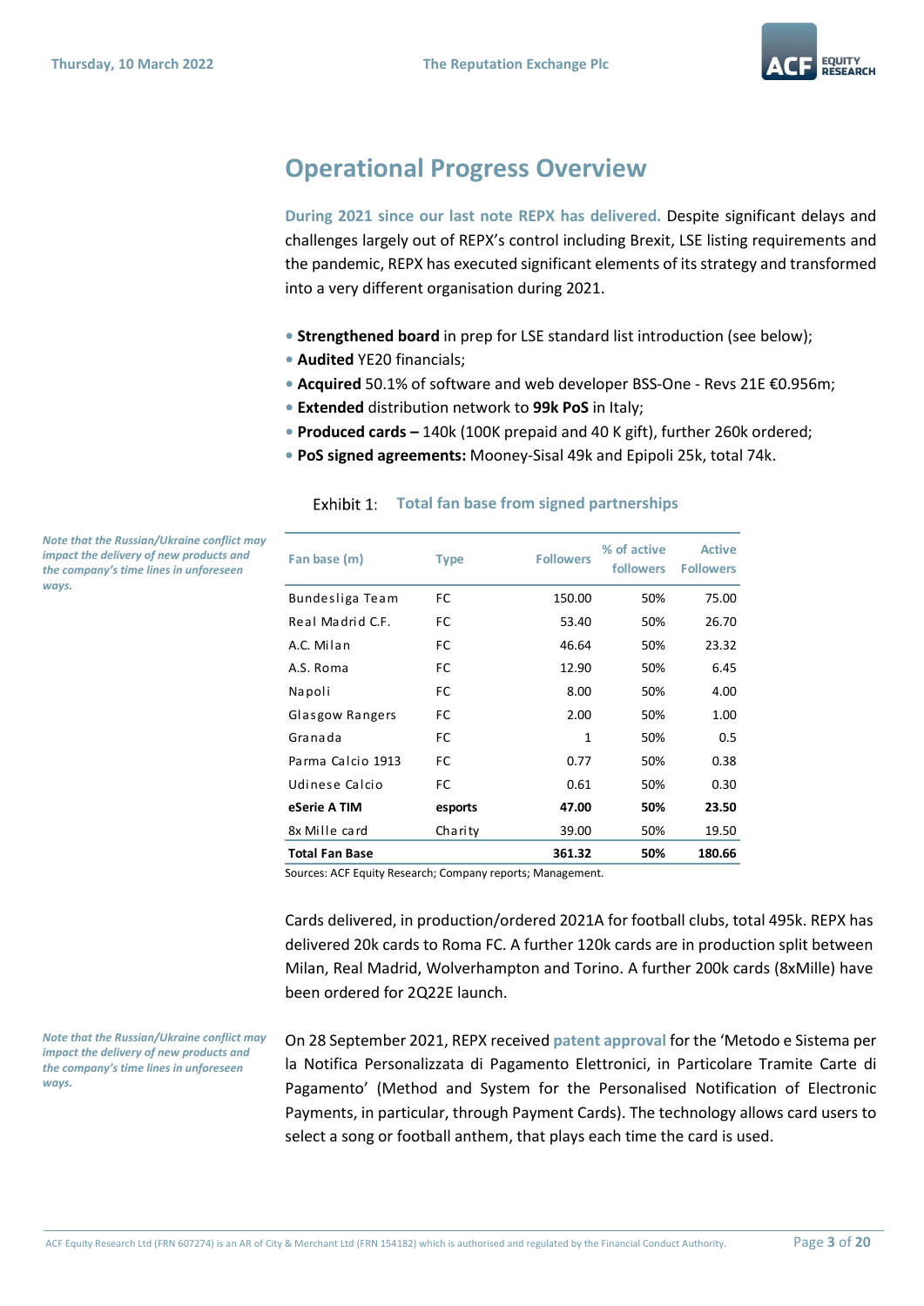# Operational Progress Overview

**During 2021 since our last note REPX has delivered.** Despite significant delays and challenges largely out of REPX's control including Brexit, LSE listing requirements and the pandemic, REPX has executed significant elements of its strategy and transformed into a very different organisation during 2021.

- **Strengthened board** in prep for LSE standard list introduction (see below);
- **Audited** YE20 financials;
- **Acquired** 50.1% of software and web developer BSS-One - Revs 21E €0.956m;
- **Extended** distribution network to **99k PoS** in Italy;
- **Produced cards –** 140k (100K prepaid and 40 K gift), further 260k ordered;
- **PoS signed agreements:** Mooney-Sisal 49k and Epipoli 25k, total 74k.

*Note that the Russian/Ukraine conflict may impact the delivery of new products and the company's time lines in unforeseen ways.*

Exhibit 1: **Total fan base from signed partnerships**

| Fan base (m) | Type | Followers | % of active followers | Active Followers |
|---|---|---|---|---|
| Bundesliga Team | FC | 150.00 | 50% | 75.00 |
| Real Madrid C.F. | FC | 53.40 | 50% | 26.70 |
| A.C. Milan | FC | 46.64 | 50% | 23.32 |
| A.S. Roma | FC | 12.90 | 50% | 6.45 |
| Napoli | FC | 8.00 | 50% | 4.00 |
| Glasgow Rangers | FC | 2.00 | 50% | 1.00 |
| Granada | FC | 1 | 50% | 0.5 |
| Parma Calcio 1913 | FC | 0.77 | 50% | 0.38 |
| Udinese Calcio | FC | 0.61 | 50% | 0.30 |
| **eSerie A TIM** | **esports** | **47.00** | **50%** | **23.50** |
| 8x Mille card | Charity | 39.00 | 50% | 19.50 |
| **Total Fan Base** | | **361.32** | **50%** | **180.66** |

Sources: ACF Equity Research; Company reports; Management.

Cards delivered, in production/ordered 2021A for football clubs, total 495k. REPX has delivered 20k cards to Roma FC. A further 120k cards are in production split between Milan, Real Madrid, Wolverhampton and Torino. A further 200k cards (8xMille) have been ordered for 2Q22E launch.

*Note that the Russian/Ukraine conflict may impact the delivery of new products and the company's time lines in unforeseen ways.*

On 28 September 2021, REPX received **patent approval** for the 'Metodo e Sistema per la Notifica Personalizzata di Pagamento Elettronici, in Particolare Tramite Carte di Pagamento' (Method and System for the Personalised Notification of Electronic Payments, in particular, through Payment Cards). The technology allows card users to select a song or football anthem, that plays each time the card is used.

ACF Equity Research Ltd (FRN 607274) is an AR of City & Merchant Ltd (FRN 154182) which is authorised and regulated by the Financial Conduct Authority.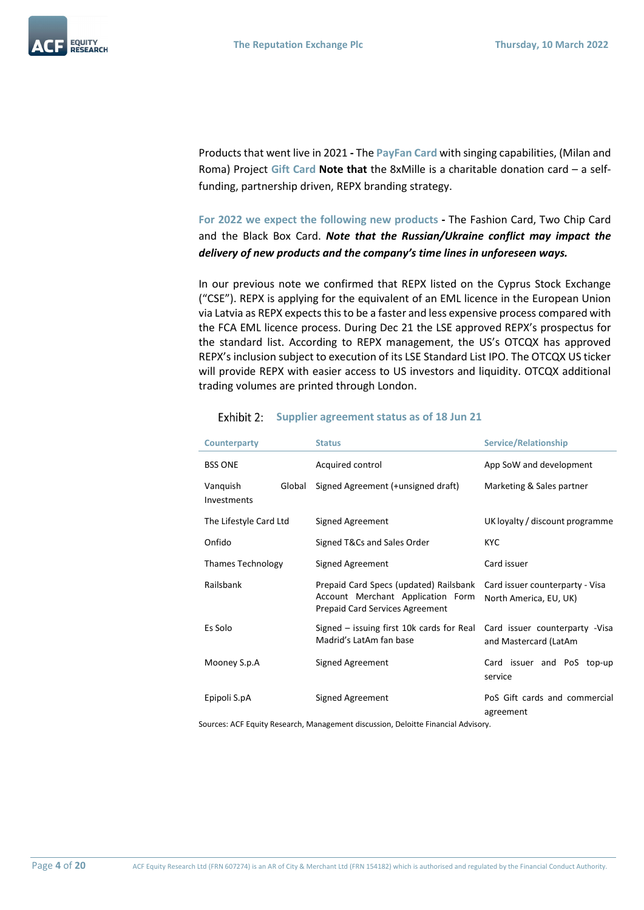Products that went live in 2021 **-** The **PayFan Card** with singing capabilities, (Milan and Roma) Project **Gift Card** **Note that** the 8xMille is a charitable donation card – a self-funding, partnership driven, REPX branding strategy.

**For 2022 we expect the following new products -** The Fashion Card, Two Chip Card and the Black Box Card. ***Note that the Russian/Ukraine conflict may impact the delivery of new products and the company's time lines in unforeseen ways.***

In our previous note we confirmed that REPX listed on the Cyprus Stock Exchange ("CSE"). REPX is applying for the equivalent of an EML licence in the European Union via Latvia as REPX expects this to be a faster and less expensive process compared with the FCA EML licence process. During Dec 21 the LSE approved REPX's prospectus for the standard list. According to REPX management, the US's OTCQX has approved REPX's inclusion subject to execution of its LSE Standard List IPO. The OTCQX US ticker will provide REPX with easier access to US investors and liquidity. OTCQX additional trading volumes are printed through London.

Exhibit 2: **Supplier agreement status as of 18 Jun 21**

| Counterparty | Status | Service/Relationship |
|---|---|---|
| BSS ONE | Acquired control | App SoW and development |
| Vanquish Global Investments | Signed Agreement (+unsigned draft) | Marketing & Sales partner |
| The Lifestyle Card Ltd | Signed Agreement | UK loyalty / discount programme |
| Onfido | Signed T&Cs and Sales Order | KYC |
| Thames Technology | Signed Agreement | Card issuer |
| Railsbank | Prepaid Card Specs (updated) Railsbank Account Merchant Application Form Prepaid Card Services Agreement | Card issuer counterparty - Visa North America, EU, UK) |
| Es Solo | Signed – issuing first 10k cards for Real Madrid's LatAm fan base | Card issuer counterparty -Visa and Mastercard (LatAm |
| Mooney S.p.A | Signed Agreement | Card issuer and PoS top-up service |
| Epipoli S.pA | Signed Agreement | PoS Gift cards and commercial agreement |

Sources: ACF Equity Research, Management discussion, Deloitte Financial Advisory.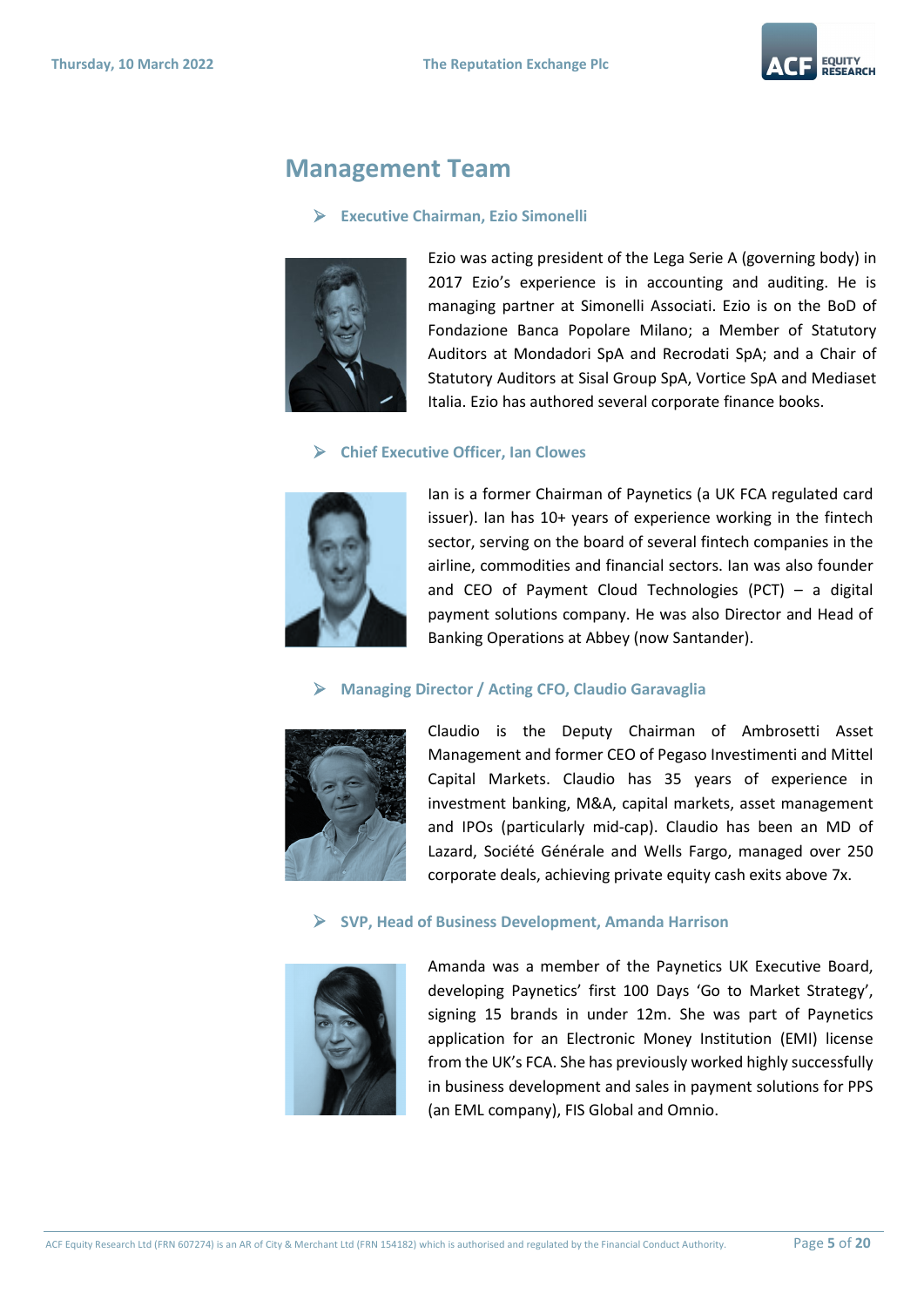## Management Team

### Executive Chairman, Ezio Simonelli

Ezio was acting president of the Lega Serie A (governing body) in 2017 Ezio's experience is in accounting and auditing. He is managing partner at Simonelli Associati. Ezio is on the BoD of Fondazione Banca Popolare Milano; a Member of Statutory Auditors at Mondadori SpA and Recrodati SpA; and a Chair of Statutory Auditors at Sisal Group SpA, Vortice SpA and Mediaset Italia. Ezio has authored several corporate finance books.

### Chief Executive Officer, Ian Clowes

Ian is a former Chairman of Paynetics (a UK FCA regulated card issuer). Ian has 10+ years of experience working in the fintech sector, serving on the board of several fintech companies in the airline, commodities and financial sectors. Ian was also founder and CEO of Payment Cloud Technologies (PCT) – a digital payment solutions company. He was also Director and Head of Banking Operations at Abbey (now Santander).

### Managing Director / Acting CFO, Claudio Garavaglia

Claudio is the Deputy Chairman of Ambrosetti Asset Management and former CEO of Pegaso Investimenti and Mittel Capital Markets. Claudio has 35 years of experience in investment banking, M&A, capital markets, asset management and IPOs (particularly mid-cap). Claudio has been an MD of Lazard, Société Générale and Wells Fargo, managed over 250 corporate deals, achieving private equity cash exits above 7x.

### SVP, Head of Business Development, Amanda Harrison

Amanda was a member of the Paynetics UK Executive Board, developing Paynetics' first 100 Days 'Go to Market Strategy', signing 15 brands in under 12m. She was part of Paynetics application for an Electronic Money Institution (EMI) license from the UK's FCA. She has previously worked highly successfully in business development and sales in payment solutions for PPS (an EML company), FIS Global and Omnio.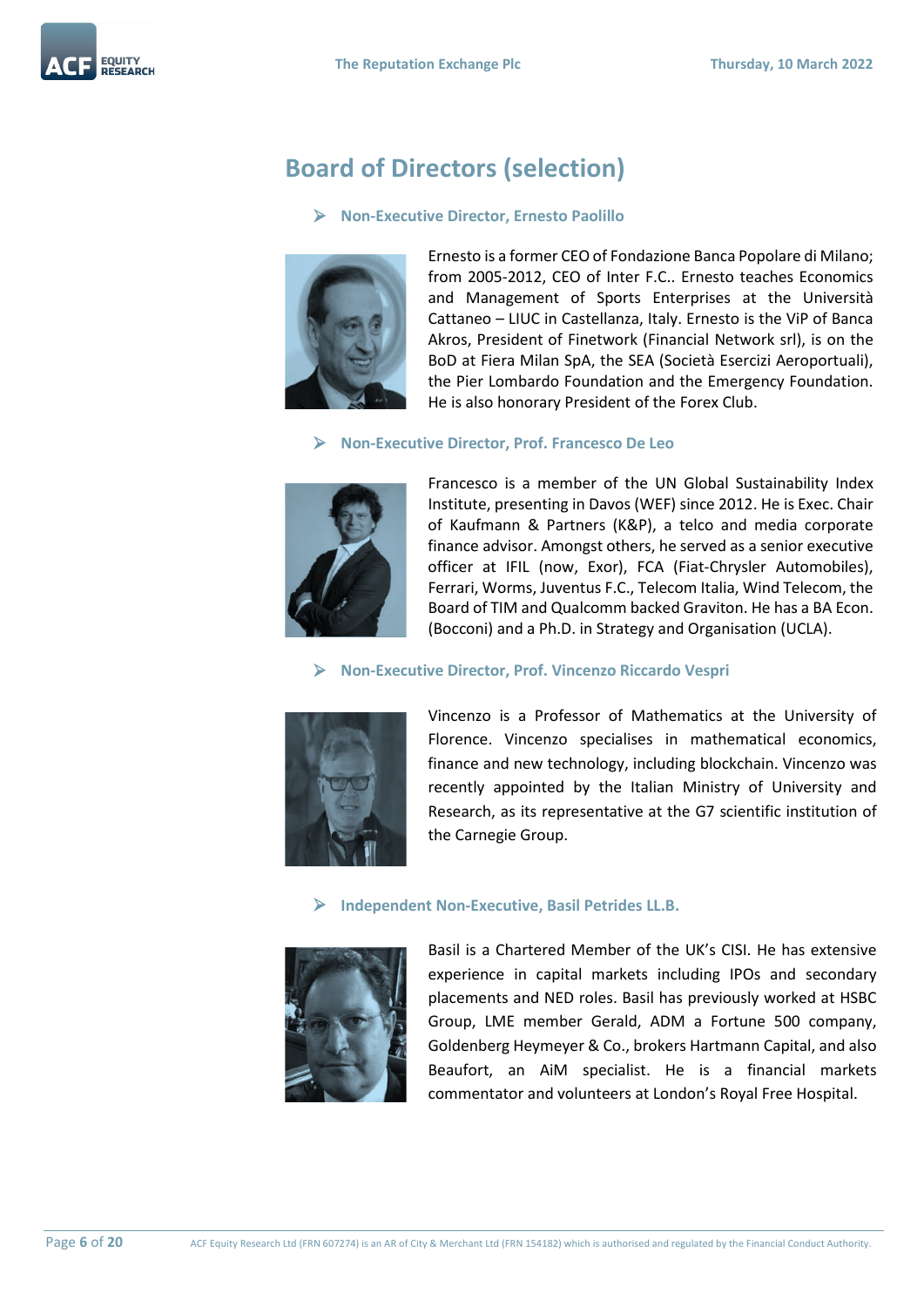## Board of Directors (selection)

### Non-Executive Director, Ernesto Paolillo

Ernesto is a former CEO of Fondazione Banca Popolare di Milano; from 2005-2012, CEO of Inter F.C.. Ernesto teaches Economics and Management of Sports Enterprises at the Università Cattaneo – LIUC in Castellanza, Italy. Ernesto is the ViP of Banca Akros, President of Finetwork (Financial Network srl), is on the BoD at Fiera Milan SpA, the SEA (Società Esercizi Aeroportuali), the Pier Lombardo Foundation and the Emergency Foundation. He is also honorary President of the Forex Club.

### Non-Executive Director, Prof. Francesco De Leo

Francesco is a member of the UN Global Sustainability Index Institute, presenting in Davos (WEF) since 2012. He is Exec. Chair of Kaufmann & Partners (K&P), a telco and media corporate finance advisor. Amongst others, he served as a senior executive officer at IFIL (now, Exor), FCA (Fiat-Chrysler Automobiles), Ferrari, Worms, Juventus F.C., Telecom Italia, Wind Telecom, the Board of TIM and Qualcomm backed Graviton. He has a BA Econ. (Bocconi) and a Ph.D. in Strategy and Organisation (UCLA).

### Non-Executive Director, Prof. Vincenzo Riccardo Vespri

Vincenzo is a Professor of Mathematics at the University of Florence. Vincenzo specialises in mathematical economics, finance and new technology, including blockchain. Vincenzo was recently appointed by the Italian Ministry of University and Research, as its representative at the G7 scientific institution of the Carnegie Group.

### Independent Non-Executive, Basil Petrides LL.B.

Basil is a Chartered Member of the UK's CISI. He has extensive experience in capital markets including IPOs and secondary placements and NED roles. Basil has previously worked at HSBC Group, LME member Gerald, ADM a Fortune 500 company, Goldenberg Heymeyer & Co., brokers Hartmann Capital, and also Beaufort, an AiM specialist. He is a financial markets commentator and volunteers at London's Royal Free Hospital.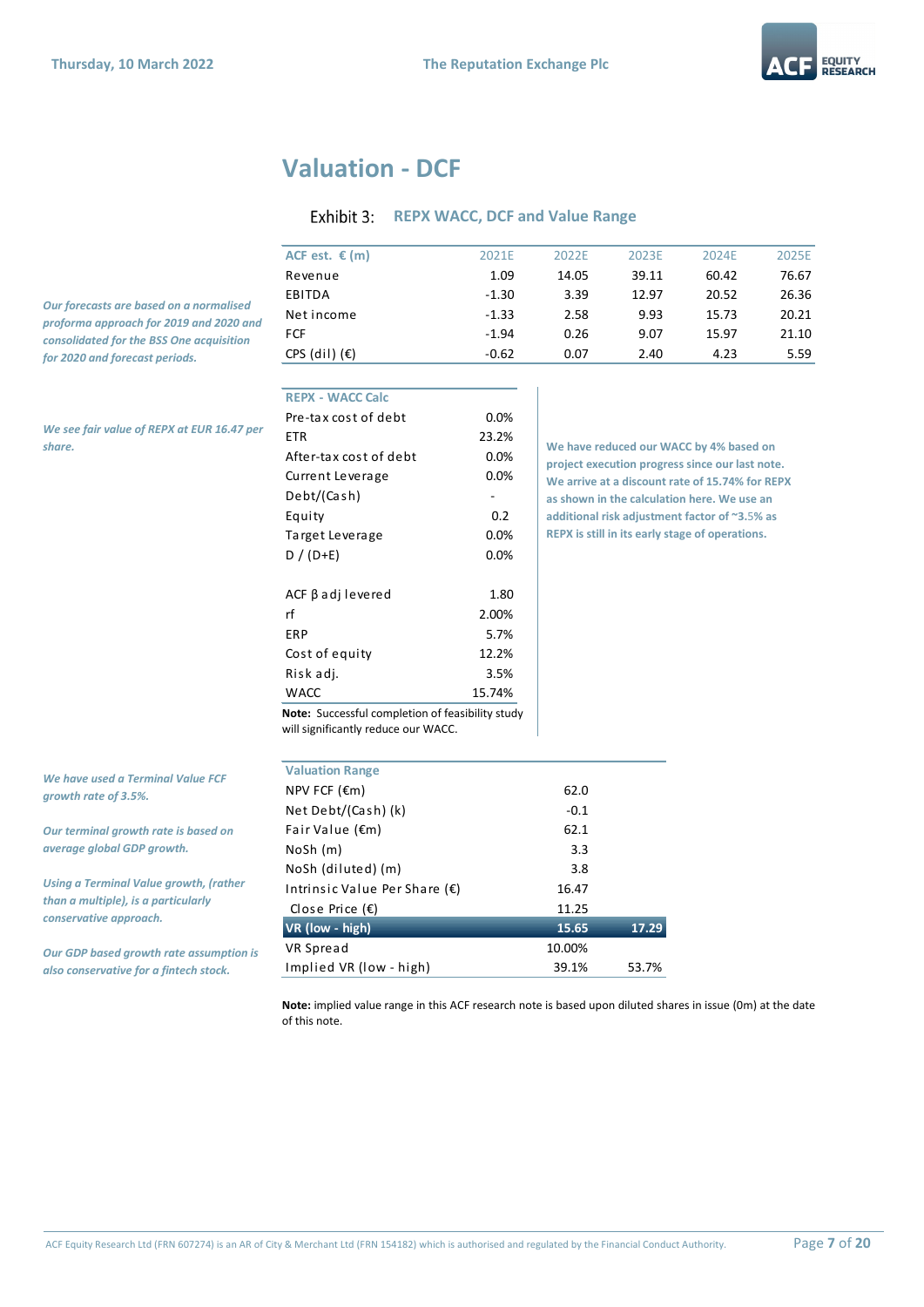# Valuation - DCF

*Our forecasts are based on a normalised proforma approach for 2019 and 2020 and consolidated for the BSS One acquisition for 2020 and forecast periods.*

*We see fair value of REPX at EUR 16.47 per share.*

Exhibit 3: **REPX WACC, DCF and Value Range**

| ACF est. € (m) | 2021E | 2022E | 2023E | 2024E | 2025E |
|---|---|---|---|---|---|
| Revenue | 1.09 | 14.05 | 39.11 | 60.42 | 76.67 |
| EBITDA | -1.30 | 3.39 | 12.97 | 20.52 | 26.36 |
| Net income | -1.33 | 2.58 | 9.93 | 15.73 | 20.21 |
| FCF | -1.94 | 0.26 | 9.07 | 15.97 | 21.10 |
| CPS (dil) (€) | -0.62 | 0.07 | 2.40 | 4.23 | 5.59 |

| REPX - WACC Calc | |
|---|---|
| Pre-tax cost of debt | 0.0% |
| ETR | 23.2% |
| After-tax cost of debt | 0.0% |
| Current Leverage | 0.0% |
| Debt/(Cash) | - |
| Equity | 0.2 |
| Target Leverage | 0.0% |
| D / (D+E) | 0.0% |
| | |
| ACF β adj levered | 1.80 |
| rf | 2.00% |
| ERP | 5.7% |
| Cost of equity | 12.2% |
| Risk adj. | 3.5% |
| WACC | 15.74% |

**Note:** Successful completion of feasibility study will significantly reduce our WACC.

**We have reduced our WACC by 4% based on project execution progress since our last note. We arrive at a discount rate of 15.74% for REPX as shown in the calculation here. We use an additional risk adjustment factor of ~3.5% as REPX is still in its early stage of operations.**

*We have used a Terminal Value FCF growth rate of 3.5%.*

*Our terminal growth rate is based on average global GDP growth.*

*Using a Terminal Value growth, (rather than a multiple), is a particularly conservative approach.*

*Our GDP based growth rate assumption is also conservative for a fintech stock.*

| Valuation Range | | |
|---|---|---|
| NPV FCF (€m) | 62.0 | |
| Net Debt/(Cash) (k) | -0.1 | |
| Fair Value (€m) | 62.1 | |
| NoSh (m) | 3.3 | |
| NoSh (diluted) (m) | 3.8 | |
| Intrinsic Value Per Share (€) | 16.47 | |
| Close Price (€) | 11.25 | |
| **VR (low - high)** | **15.65** | **17.29** |
| VR Spread | 10.00% | |
| Implied VR (low - high) | 39.1% | 53.7% |

**Note:** implied value range in this ACF research note is based upon diluted shares in issue (0m) at the date of this note.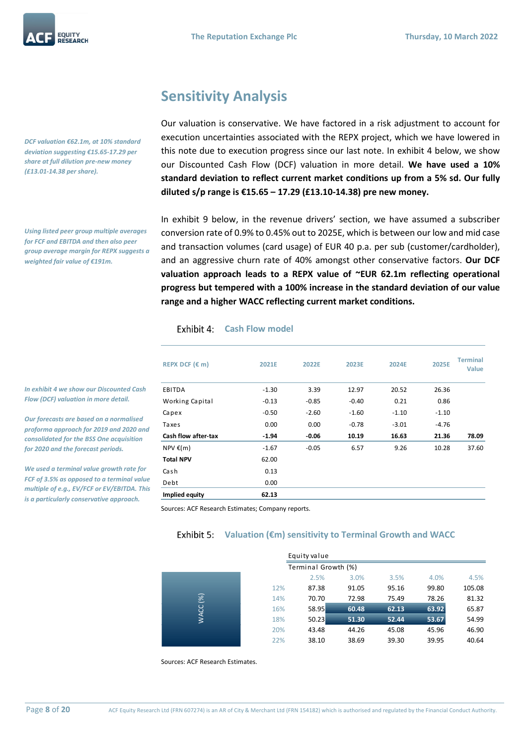## Sensitivity Analysis

*DCF valuation €62.1m, at 10% standard deviation suggesting €15.65-17.29 per share at full dilution pre-new money (£13.01-14.38 per share).*

Our valuation is conservative. We have factored in a risk adjustment to account for execution uncertainties associated with the REPX project, which we have lowered in this note due to execution progress since our last note. In exhibit 4 below, we show our Discounted Cash Flow (DCF) valuation in more detail. **We have used a 10% standard deviation to reflect current market conditions up from a 5% sd. Our fully diluted s/p range is €15.65 – 17.29 (£13.10-14.38) pre new money.**

*Using listed peer group multiple averages for FCF and EBITDA and then also peer group average margin for REPX suggests a weighted fair value of €191m.*

In exhibit 9 below, in the revenue drivers' section, we have assumed a subscriber conversion rate of 0.9% to 0.45% out to 2025E, which is between our low and mid case and transaction volumes (card usage) of EUR 40 p.a. per sub (customer/cardholder), and an aggressive churn rate of 40% amongst other conservative factors. **Our DCF valuation approach leads to a REPX value of ~EUR 62.1m reflecting operational progress but tempered with a 100% increase in the standard deviation of our value range and a higher WACC reflecting current market conditions.**

*In exhibit 4 we show our Discounted Cash Flow (DCF) valuation in more detail.*

*Our forecasts are based on a normalised proforma approach for 2019 and 2020 and consolidated for the BSS One acquisition for 2020 and the forecast periods.*

*We used a terminal value growth rate for FCF of 3.5% as opposed to a terminal value multiple of e.g., EV/FCF or EV/EBITDA. This is a particularly conservative approach.*

Exhibit 4: **Cash Flow model**

| REPX DCF (€ m) | 2021E | 2022E | 2023E | 2024E | 2025E | Terminal Value |
|---|---|---|---|---|---|---|
| EBITDA | -1.30 | 3.39 | 12.97 | 20.52 | 26.36 | |
| Working Capital | -0.13 | -0.85 | -0.40 | 0.21 | 0.86 | |
| Capex | -0.50 | -2.60 | -1.60 | -1.10 | -1.10 | |
| Taxes | 0.00 | 0.00 | -0.78 | -3.01 | -4.76 | |
| **Cash flow after-tax** | **-1.94** | **-0.06** | **10.19** | **16.63** | **21.36** | **78.09** |
| NPV €(m) | -1.67 | -0.05 | 6.57 | 9.26 | 10.28 | 37.60 |
| **Total NPV** | 62.00 | | | | | |
| Cash | 0.13 | | | | | |
| Debt | 0.00 | | | | | |
| **Implied equity** | **62.13** | | | | | |

Sources: ACF Research Estimates; Company reports.

Exhibit 5: **Valuation (€m) sensitivity to Terminal Growth and WACC**

| | Equity value | | | | |
|---|---|---|---|---|---|
| | Terminal Growth (%) | | | | |
| WACC (%) | 2.5% | 3.0% | 3.5% | 4.0% | 4.5% |
| 12% | 87.38 | 91.05 | 95.16 | 99.80 | 105.08 |
| 14% | 70.70 | 72.98 | 75.49 | 78.26 | 81.32 |
| 16% | 58.95 | **60.48** | **62.13** | **63.92** | 65.87 |
| 18% | 50.23 | **51.30** | **52.44** | **53.67** | 54.99 |
| 20% | 43.48 | 44.26 | 45.08 | 45.96 | 46.90 |
| 22% | 38.10 | 38.69 | 39.30 | 39.95 | 40.64 |

Sources: ACF Research Estimates.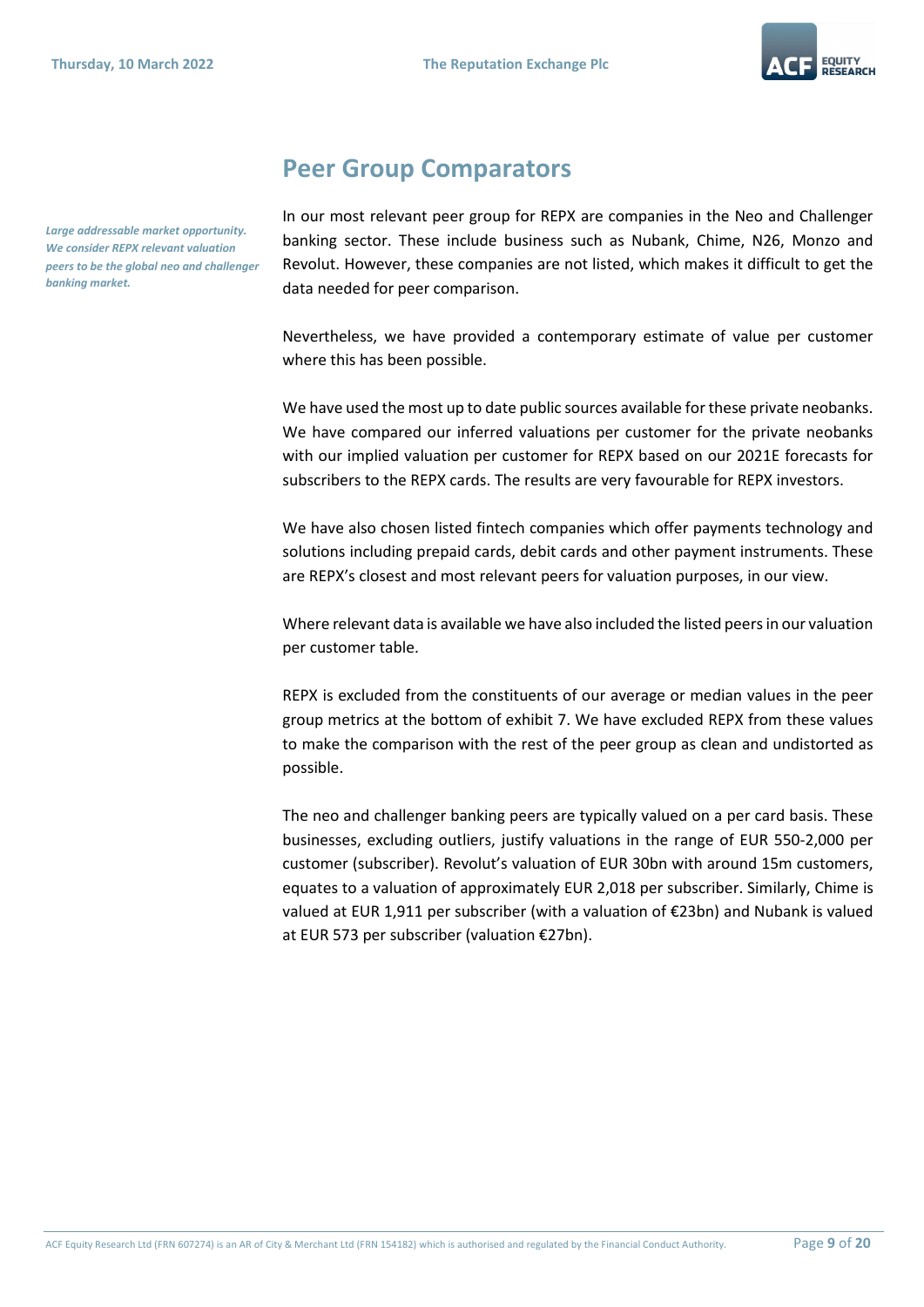## Peer Group Comparators

*Large addressable market opportunity. We consider REPX relevant valuation peers to be the global neo and challenger banking market.*

In our most relevant peer group for REPX are companies in the Neo and Challenger banking sector. These include business such as Nubank, Chime, N26, Monzo and Revolut. However, these companies are not listed, which makes it difficult to get the data needed for peer comparison.

Nevertheless, we have provided a contemporary estimate of value per customer where this has been possible.

We have used the most up to date public sources available for these private neobanks. We have compared our inferred valuations per customer for the private neobanks with our implied valuation per customer for REPX based on our 2021E forecasts for subscribers to the REPX cards. The results are very favourable for REPX investors.

We have also chosen listed fintech companies which offer payments technology and solutions including prepaid cards, debit cards and other payment instruments. These are REPX's closest and most relevant peers for valuation purposes, in our view.

Where relevant data is available we have also included the listed peers in our valuation per customer table.

REPX is excluded from the constituents of our average or median values in the peer group metrics at the bottom of exhibit 7. We have excluded REPX from these values to make the comparison with the rest of the peer group as clean and undistorted as possible.

The neo and challenger banking peers are typically valued on a per card basis. These businesses, excluding outliers, justify valuations in the range of EUR 550-2,000 per customer (subscriber). Revolut's valuation of EUR 30bn with around 15m customers, equates to a valuation of approximately EUR 2,018 per subscriber. Similarly, Chime is valued at EUR 1,911 per subscriber (with a valuation of €23bn) and Nubank is valued at EUR 573 per subscriber (valuation €27bn).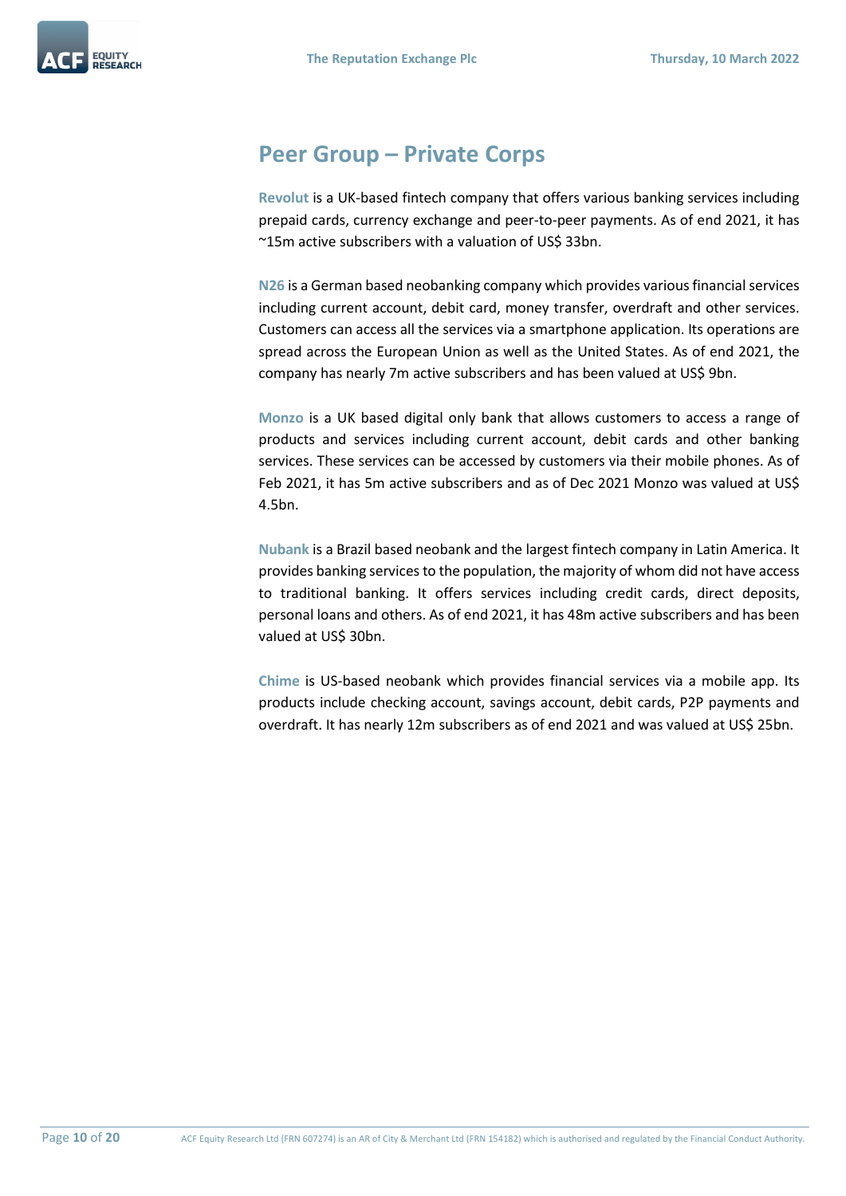## Peer Group – Private Corps

**Revolut** is a UK-based fintech company that offers various banking services including prepaid cards, currency exchange and peer-to-peer payments. As of end 2021, it has ~15m active subscribers with a valuation of US$ 33bn.

**N26** is a German based neobanking company which provides various financial services including current account, debit card, money transfer, overdraft and other services. Customers can access all the services via a smartphone application. Its operations are spread across the European Union as well as the United States. As of end 2021, the company has nearly 7m active subscribers and has been valued at US$ 9bn.

**Monzo** is a UK based digital only bank that allows customers to access a range of products and services including current account, debit cards and other banking services. These services can be accessed by customers via their mobile phones. As of Feb 2021, it has 5m active subscribers and as of Dec 2021 Monzo was valued at US$ 4.5bn.

**Nubank** is a Brazil based neobank and the largest fintech company in Latin America. It provides banking services to the population, the majority of whom did not have access to traditional banking. It offers services including credit cards, direct deposits, personal loans and others. As of end 2021, it has 48m active subscribers and has been valued at US$ 30bn.

**Chime** is US-based neobank which provides financial services via a mobile app. Its products include checking account, savings account, debit cards, P2P payments and overdraft. It has nearly 12m subscribers as of end 2021 and was valued at US$ 25bn.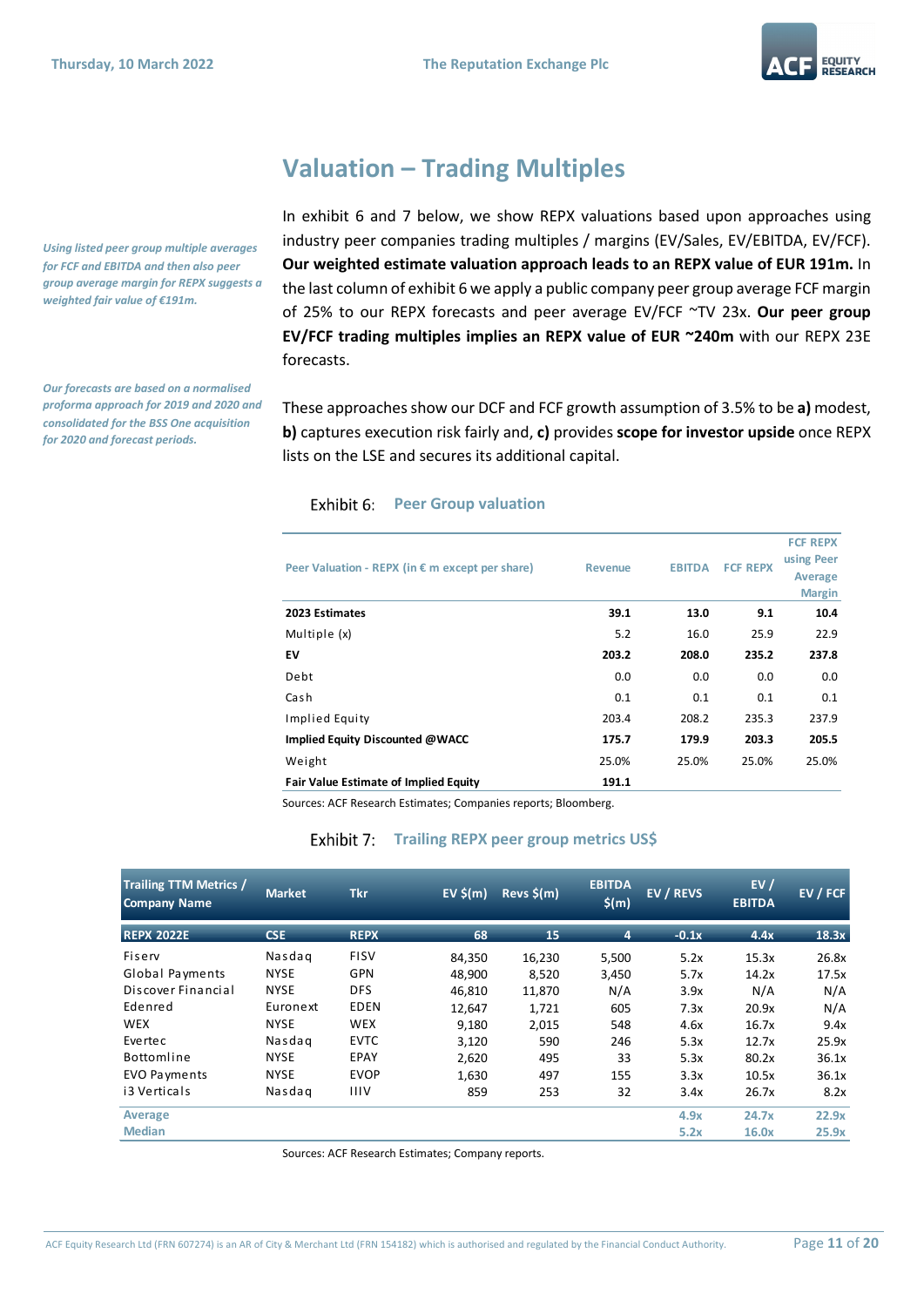# Valuation – Trading Multiples

*Using listed peer group multiple averages for FCF and EBITDA and then also peer group average margin for REPX suggests a weighted fair value of €191m.*

*Our forecasts are based on a normalised proforma approach for 2019 and 2020 and consolidated for the BSS One acquisition for 2020 and forecast periods.*

In exhibit 6 and 7 below, we show REPX valuations based upon approaches using industry peer companies trading multiples / margins (EV/Sales, EV/EBITDA, EV/FCF). **Our weighted estimate valuation approach leads to an REPX value of EUR 191m.** In the last column of exhibit 6 we apply a public company peer group average FCF margin of 25% to our REPX forecasts and peer average EV/FCF ~TV 23x. **Our peer group EV/FCF trading multiples implies an REPX value of EUR ~240m** with our REPX 23E forecasts.

These approaches show our DCF and FCF growth assumption of 3.5% to be **a)** modest, **b)** captures execution risk fairly and, **c)** provides **scope for investor upside** once REPX lists on the LSE and secures its additional capital.

Exhibit 6: **Peer Group valuation**

| Peer Valuation - REPX (in € m except per share) | Revenue | EBITDA | FCF REPX | FCF REPX using Peer Average Margin |
|---|---|---|---|---|
| **2023 Estimates** | **39.1** | **13.0** | **9.1** | **10.4** |
| Multiple (x) | 5.2 | 16.0 | 25.9 | 22.9 |
| **EV** | **203.2** | **208.0** | **235.2** | **237.8** |
| Debt | 0.0 | 0.0 | 0.0 | 0.0 |
| Cash | 0.1 | 0.1 | 0.1 | 0.1 |
| Implied Equity | 203.4 | 208.2 | 235.3 | 237.9 |
| **Implied Equity Discounted @WACC** | **175.7** | **179.9** | **203.3** | **205.5** |
| Weight | 25.0% | 25.0% | 25.0% | 25.0% |
| **Fair Value Estimate of Implied Equity** | **191.1** | | | |

Sources: ACF Research Estimates; Companies reports; Bloomberg.

Exhibit 7: **Trailing REPX peer group metrics US$**

| Trailing TTM Metrics / Company Name | Market | Tkr | EV $(m) | Revs $(m) | EBITDA $(m) | EV / REVS | EV / EBITDA | EV / FCF |
|---|---|---|---|---|---|---|---|---|
| **REPX 2022E** | **CSE** | **REPX** | **68** | **15** | **4** | **-0.1x** | **4.4x** | **18.3x** |
| Fiserv | Nasdaq | FISV | 84,350 | 16,230 | 5,500 | 5.2x | 15.3x | 26.8x |
| Global Payments | NYSE | GPN | 48,900 | 8,520 | 3,450 | 5.7x | 14.2x | 17.5x |
| Discover Financial | NYSE | DFS | 46,810 | 11,870 | N/A | 3.9x | N/A | N/A |
| Edenred | Euronext | EDEN | 12,647 | 1,721 | 605 | 7.3x | 20.9x | N/A |
| WEX | NYSE | WEX | 9,180 | 2,015 | 548 | 4.6x | 16.7x | 9.4x |
| Evertec | Nasdaq | EVTC | 3,120 | 590 | 246 | 5.3x | 12.7x | 25.9x |
| Bottomline | NYSE | EPAY | 2,620 | 495 | 33 | 5.3x | 80.2x | 36.1x |
| EVO Payments | NYSE | EVOP | 1,630 | 497 | 155 | 3.3x | 10.5x | 36.1x |
| i3 Verticals | Nasdaq | IIIV | 859 | 253 | 32 | 3.4x | 26.7x | 8.2x |
| **Average** | | | | | | **4.9x** | **24.7x** | **22.9x** |
| **Median** | | | | | | **5.2x** | **16.0x** | **25.9x** |

Sources: ACF Research Estimates; Company reports.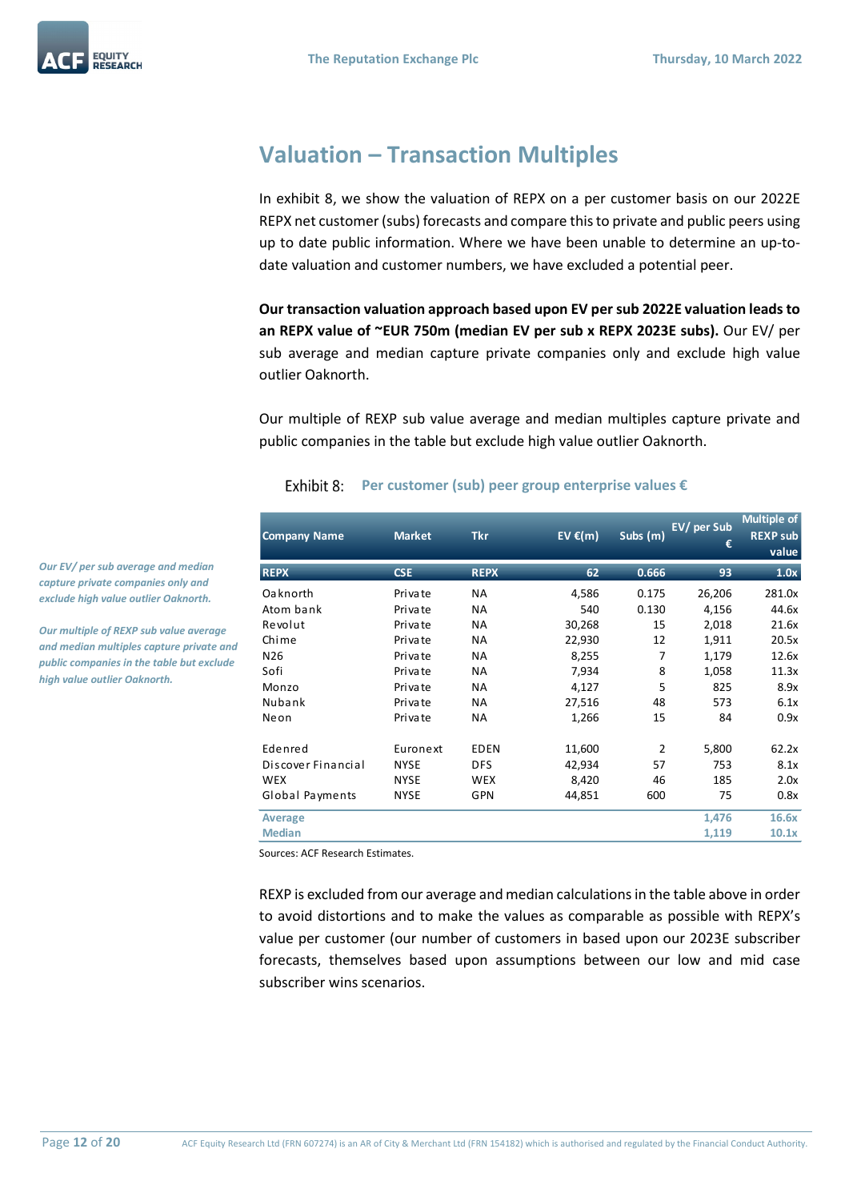## Valuation – Transaction Multiples

In exhibit 8, we show the valuation of REPX on a per customer basis on our 2022E REPX net customer (subs) forecasts and compare this to private and public peers using up to date public information. Where we have been unable to determine an up-to-date valuation and customer numbers, we have excluded a potential peer.

**Our transaction valuation approach based upon EV per sub 2022E valuation leads to an REPX value of ~EUR 750m (median EV per sub x REPX 2023E subs).** Our EV/ per sub average and median capture private companies only and exclude high value outlier Oaknorth.

Our multiple of REXP sub value average and median multiples capture private and public companies in the table but exclude high value outlier Oaknorth.

*Our EV/ per sub average and median capture private companies only and exclude high value outlier Oaknorth.*

*Our multiple of REXP sub value average and median multiples capture private and public companies in the table but exclude high value outlier Oaknorth.*

Exhibit 8: **Per customer (sub) peer group enterprise values €**

| Company Name | Market | Tkr | EV €(m) | Subs (m) | EV/ per Sub € | Multiple of REXP sub value |
|---|---|---|---|---|---|---|
| **REPX** | **CSE** | **REPX** | **62** | **0.666** | **93** | **1.0x** |
| Oaknorth | Private | NA | 4,586 | 0.175 | 26,206 | 281.0x |
| Atom bank | Private | NA | 540 | 0.130 | 4,156 | 44.6x |
| Revolut | Private | NA | 30,268 | 15 | 2,018 | 21.6x |
| Chime | Private | NA | 22,930 | 12 | 1,911 | 20.5x |
| N26 | Private | NA | 8,255 | 7 | 1,179 | 12.6x |
| Sofi | Private | NA | 7,934 | 8 | 1,058 | 11.3x |
| Monzo | Private | NA | 4,127 | 5 | 825 | 8.9x |
| Nubank | Private | NA | 27,516 | 48 | 573 | 6.1x |
| Neon | Private | NA | 1,266 | 15 | 84 | 0.9x |
| Edenred | Euronext | EDEN | 11,600 | 2 | 5,800 | 62.2x |
| Discover Financial | NYSE | DFS | 42,934 | 57 | 753 | 8.1x |
| WEX | NYSE | WEX | 8,420 | 46 | 185 | 2.0x |
| Global Payments | NYSE | GPN | 44,851 | 600 | 75 | 0.8x |
| **Average** | | | | | **1,476** | **16.6x** |
| **Median** | | | | | **1,119** | **10.1x** |

Sources: ACF Research Estimates.

REXP is excluded from our average and median calculations in the table above in order to avoid distortions and to make the values as comparable as possible with REPX's value per customer (our number of customers in based upon our 2023E subscriber forecasts, themselves based upon assumptions between our low and mid case subscriber wins scenarios.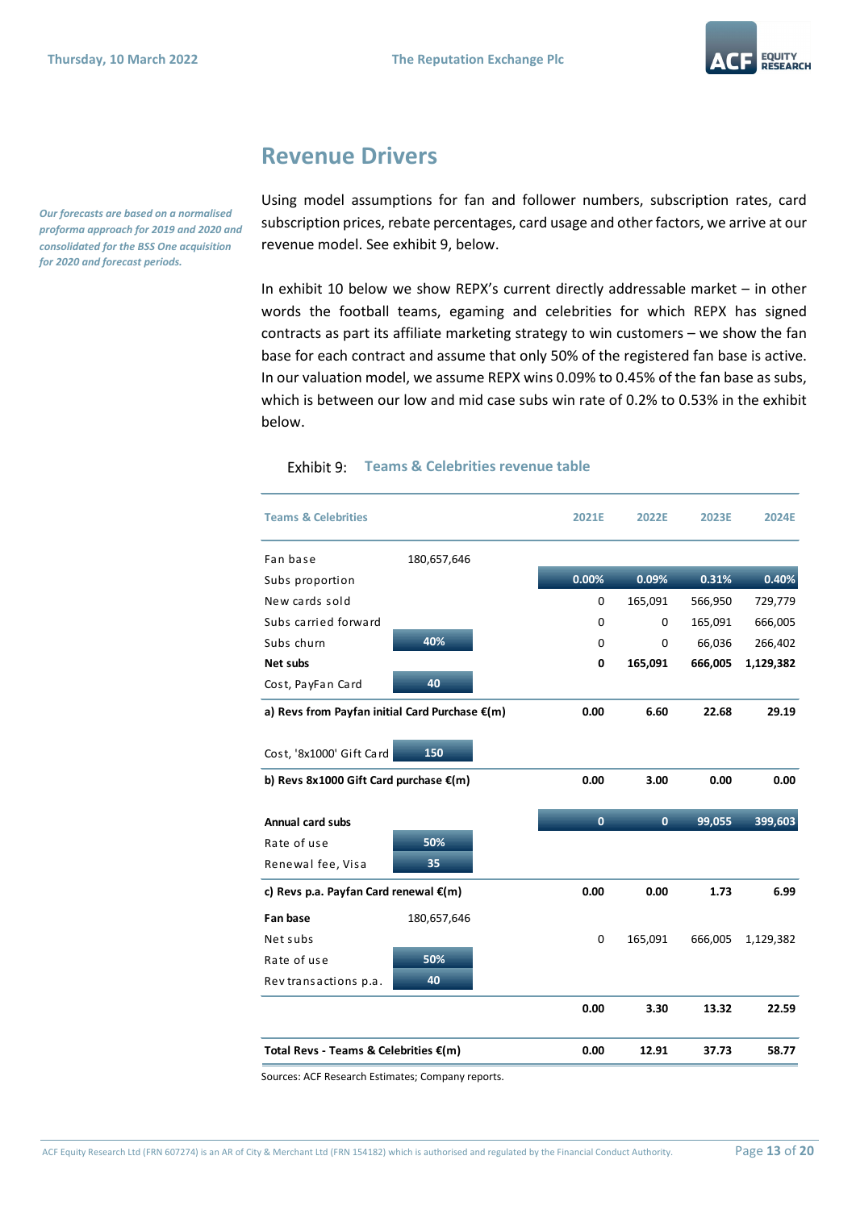## Revenue Drivers

*Our forecasts are based on a normalised proforma approach for 2019 and 2020 and consolidated for the BSS One acquisition for 2020 and forecast periods.*

Using model assumptions for fan and follower numbers, subscription rates, card subscription prices, rebate percentages, card usage and other factors, we arrive at our revenue model. See exhibit 9, below.

In exhibit 10 below we show REPX's current directly addressable market – in other words the football teams, egaming and celebrities for which REPX has signed contracts as part its affiliate marketing strategy to win customers – we show the fan base for each contract and assume that only 50% of the registered fan base is active. In our valuation model, we assume REPX wins 0.09% to 0.45% of the fan base as subs, which is between our low and mid case subs win rate of 0.2% to 0.53% in the exhibit below.

Exhibit 9: **Teams & Celebrities revenue table**

| Teams & Celebrities | | 2021E | 2022E | 2023E | 2024E |
|---|---|---|---|---|---|
| Fan base | 180,657,646 | | | | |
| Subs proportion | | 0.00% | 0.09% | 0.31% | 0.40% |
| New cards sold | | 0 | 165,091 | 566,950 | 729,779 |
| Subs carried forward | | 0 | 0 | 165,091 | 666,005 |
| Subs churn | 40% | 0 | 0 | 66,036 | 266,402 |
| **Net subs** | | **0** | **165,091** | **666,005** | **1,129,382** |
| Cost, PayFan Card | 40 | | | | |
| **a) Revs from Payfan initial Card Purchase €(m)** | | **0.00** | **6.60** | **22.68** | **29.19** |
| Cost, '8x1000' Gift Card | 150 | | | | |
| **b) Revs 8x1000 Gift Card purchase €(m)** | | **0.00** | **3.00** | **0.00** | **0.00** |
| **Annual card subs** | | **0** | **0** | **99,055** | **399,603** |
| Rate of use | 50% | | | | |
| Renewal fee, Visa | 35 | | | | |
| **c) Revs p.a. Payfan Card renewal €(m)** | | **0.00** | **0.00** | **1.73** | **6.99** |
| **Fan base** | 180,657,646 | | | | |
| Net subs | | 0 | 165,091 | 666,005 | 1,129,382 |
| Rate of use | 50% | | | | |
| Rev transactions p.a. | 40 | | | | |
| | | **0.00** | **3.30** | **13.32** | **22.59** |
| **Total Revs - Teams & Celebrities €(m)** | | **0.00** | **12.91** | **37.73** | **58.77** |

Sources: ACF Research Estimates; Company reports.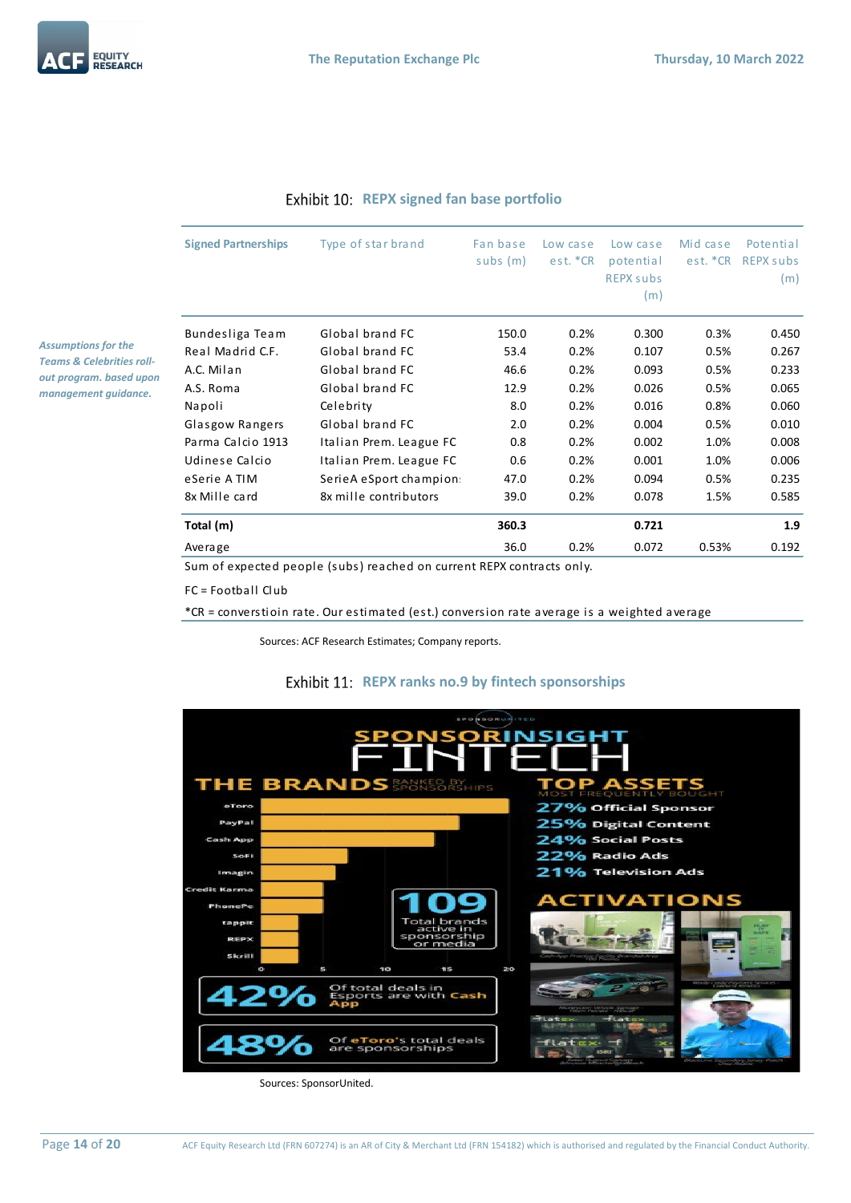Exhibit 10: **REPX signed fan base portfolio**

*Assumptions for the Teams & Celebrities roll-out program. based upon management guidance.*

| Signed Partnerships | Type of star brand | Fan base subs (m) | Low case est. *CR | Low case potential REPX subs (m) | Mid case est. *CR | Potential REPX subs (m) |
|---|---|---|---|---|---|---|
| Bundesliga Team | Global brand FC | 150.0 | 0.2% | 0.300 | 0.3% | 0.450 |
| Real Madrid C.F. | Global brand FC | 53.4 | 0.2% | 0.107 | 0.5% | 0.267 |
| A.C. Milan | Global brand FC | 46.6 | 0.2% | 0.093 | 0.5% | 0.233 |
| A.S. Roma | Global brand FC | 12.9 | 0.2% | 0.026 | 0.5% | 0.065 |
| Napoli | Celebrity | 8.0 | 0.2% | 0.016 | 0.8% | 0.060 |
| Glasgow Rangers | Global brand FC | 2.0 | 0.2% | 0.004 | 0.5% | 0.010 |
| Parma Calcio 1913 | Italian Prem. League FC | 0.8 | 0.2% | 0.002 | 1.0% | 0.008 |
| Udinese Calcio | Italian Prem. League FC | 0.6 | 0.2% | 0.001 | 1.0% | 0.006 |
| eSerie A TIM | SerieA eSport champion: | 47.0 | 0.2% | 0.094 | 0.5% | 0.235 |
| 8x Mille card | 8x mille contributors | 39.0 | 0.2% | 0.078 | 1.5% | 0.585 |
| **Total (m)** | | **360.3** | | **0.721** | | **1.9** |
| Average | | 36.0 | 0.2% | 0.072 | 0.53% | 0.192 |

Sum of expected people (subs) reached on current REPX contracts only.

FC = Football Club

*CR = converstioin rate. Our estimated (est.) conversion rate average is a weighted average

Sources: ACF Research Estimates; Company reports.

Exhibit 11: **REPX ranks no.9 by fintech sponsorships**

SPONSORUNITED
SPONSORINSIGHT
FINTECH
THE BRANDS RANKED BY SPONSORSHIPS
eToro
PayPal
Cash App
SoFi
Imagin
Credit Karma
PhonePe
tappit
REPX
Skrill
0 5 10 15 20
109 Total brands active in sponsorship or media
42% Of total deals in Esports are with Cash App
48% Of eToro's total deals are sponsorships
TOP ASSETS MOST FREQUENTLY BOUGHT
27% Official Sponsor
25% Digital Content
24% Social Posts
22% Radio Ads
21% Television Ads
ACTIVATIONS

Sources: SponsorUnited.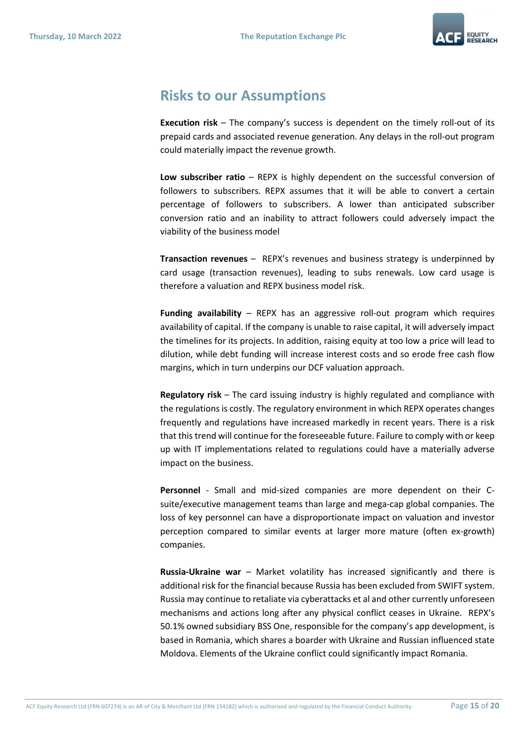## Risks to our Assumptions

**Execution risk** – The company's success is dependent on the timely roll-out of its prepaid cards and associated revenue generation. Any delays in the roll-out program could materially impact the revenue growth.

**Low subscriber ratio** – REPX is highly dependent on the successful conversion of followers to subscribers. REPX assumes that it will be able to convert a certain percentage of followers to subscribers. A lower than anticipated subscriber conversion ratio and an inability to attract followers could adversely impact the viability of the business model

**Transaction revenues** – REPX's revenues and business strategy is underpinned by card usage (transaction revenues), leading to subs renewals. Low card usage is therefore a valuation and REPX business model risk.

**Funding availability** – REPX has an aggressive roll-out program which requires availability of capital. If the company is unable to raise capital, it will adversely impact the timelines for its projects. In addition, raising equity at too low a price will lead to dilution, while debt funding will increase interest costs and so erode free cash flow margins, which in turn underpins our DCF valuation approach.

**Regulatory risk** – The card issuing industry is highly regulated and compliance with the regulations is costly. The regulatory environment in which REPX operates changes frequently and regulations have increased markedly in recent years. There is a risk that this trend will continue for the foreseeable future. Failure to comply with or keep up with IT implementations related to regulations could have a materially adverse impact on the business.

**Personnel** - Small and mid-sized companies are more dependent on their C-suite/executive management teams than large and mega-cap global companies. The loss of key personnel can have a disproportionate impact on valuation and investor perception compared to similar events at larger more mature (often ex-growth) companies.

**Russia-Ukraine war** – Market volatility has increased significantly and there is additional risk for the financial because Russia has been excluded from SWIFT system. Russia may continue to retaliate via cyberattacks et al and other currently unforeseen mechanisms and actions long after any physical conflict ceases in Ukraine. REPX's 50.1% owned subsidiary BSS One, responsible for the company's app development, is based in Romania, which shares a boarder with Ukraine and Russian influenced state Moldova. Elements of the Ukraine conflict could significantly impact Romania.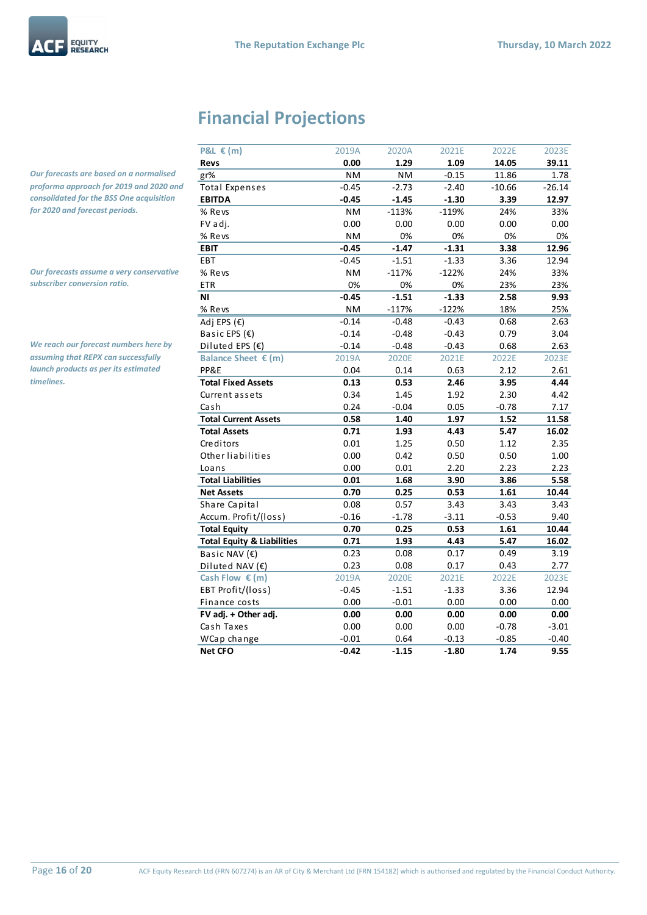# Financial Projections

*Our forecasts are based on a normalised proforma approach for 2019 and 2020 and consolidated for the BSS One acquisition for 2020 and forecast periods.*

*Our forecasts assume a very conservative subscriber conversion ratio.*

*We reach our forecast numbers here by assuming that REPX can successfully launch products as per its estimated timelines.*

| P&L € (m) | 2019A | 2020A | 2021E | 2022E | 2023E |
|---|---|---|---|---|---|
| **Revs** | **0.00** | **1.29** | **1.09** | **14.05** | **39.11** |
| gr% | NM | NM | -0.15 | 11.86 | 1.78 |
| Total Expenses | -0.45 | -2.73 | -2.40 | -10.66 | -26.14 |
| **EBITDA** | **-0.45** | **-1.45** | **-1.30** | **3.39** | **12.97** |
| % Revs | NM | -113% | -119% | 24% | 33% |
| FV adj. | 0.00 | 0.00 | 0.00 | 0.00 | 0.00 |
| % Revs | NM | 0% | 0% | 0% | 0% |
| **EBIT** | **-0.45** | **-1.47** | **-1.31** | **3.38** | **12.96** |
| EBT | -0.45 | -1.51 | -1.33 | 3.36 | 12.94 |
| % Revs | NM | -117% | -122% | 24% | 33% |
| ETR | 0% | 0% | 0% | 23% | 23% |
| **NI** | **-0.45** | **-1.51** | **-1.33** | **2.58** | **9.93** |
| % Revs | NM | -117% | -122% | 18% | 25% |
| Adj EPS (€) | -0.14 | -0.48 | -0.43 | 0.68 | 2.63 |
| Basic EPS (€) | -0.14 | -0.48 | -0.43 | 0.79 | 3.04 |
| Diluted EPS (€) | -0.14 | -0.48 | -0.43 | 0.68 | 2.63 |
| **Balance Sheet € (m)** | 2019A | 2020E | 2021E | 2022E | 2023E |
| PP&E | 0.04 | 0.14 | 0.63 | 2.12 | 2.61 |
| **Total Fixed Assets** | **0.13** | **0.53** | **2.46** | **3.95** | **4.44** |
| Current assets | 0.34 | 1.45 | 1.92 | 2.30 | 4.42 |
| Cash | 0.24 | -0.04 | 0.05 | -0.78 | 7.17 |
| **Total Current Assets** | **0.58** | **1.40** | **1.97** | **1.52** | **11.58** |
| **Total Assets** | **0.71** | **1.93** | **4.43** | **5.47** | **16.02** |
| Creditors | 0.01 | 1.25 | 0.50 | 1.12 | 2.35 |
| Other liabilities | 0.00 | 0.42 | 0.50 | 0.50 | 1.00 |
| Loans | 0.00 | 0.01 | 2.20 | 2.23 | 2.23 |
| **Total Liabilities** | **0.01** | **1.68** | **3.90** | **3.86** | **5.58** |
| **Net Assets** | **0.70** | **0.25** | **0.53** | **1.61** | **10.44** |
| Share Capital | 0.08 | 0.57 | 3.43 | 3.43 | 3.43 |
| Accum. Profit/(loss) | -0.16 | -1.78 | -3.11 | -0.53 | 9.40 |
| **Total Equity** | **0.70** | **0.25** | **0.53** | **1.61** | **10.44** |
| **Total Equity & Liabilities** | **0.71** | **1.93** | **4.43** | **5.47** | **16.02** |
| Basic NAV (€) | 0.23 | 0.08 | 0.17 | 0.49 | 3.19 |
| Diluted NAV (€) | 0.23 | 0.08 | 0.17 | 0.43 | 2.77 |
| **Cash Flow € (m)** | 2019A | 2020E | 2021E | 2022E | 2023E |
| EBT Profit/(loss) | -0.45 | -1.51 | -1.33 | 3.36 | 12.94 |
| Finance costs | 0.00 | -0.01 | 0.00 | 0.00 | 0.00 |
| **FV adj. + Other adj.** | **0.00** | **0.00** | **0.00** | **0.00** | **0.00** |
| Cash Taxes | 0.00 | 0.00 | 0.00 | -0.78 | -3.01 |
| WCap change | -0.01 | 0.64 | -0.13 | -0.85 | -0.40 |
| **Net CFO** | **-0.42** | **-1.15** | **-1.80** | **1.74** | **9.55** |

ACF Equity Research Ltd (FRN 607274) is an AR of City & Merchant Ltd (FRN 154182) which is authorised and regulated by the Financial Conduct Authority.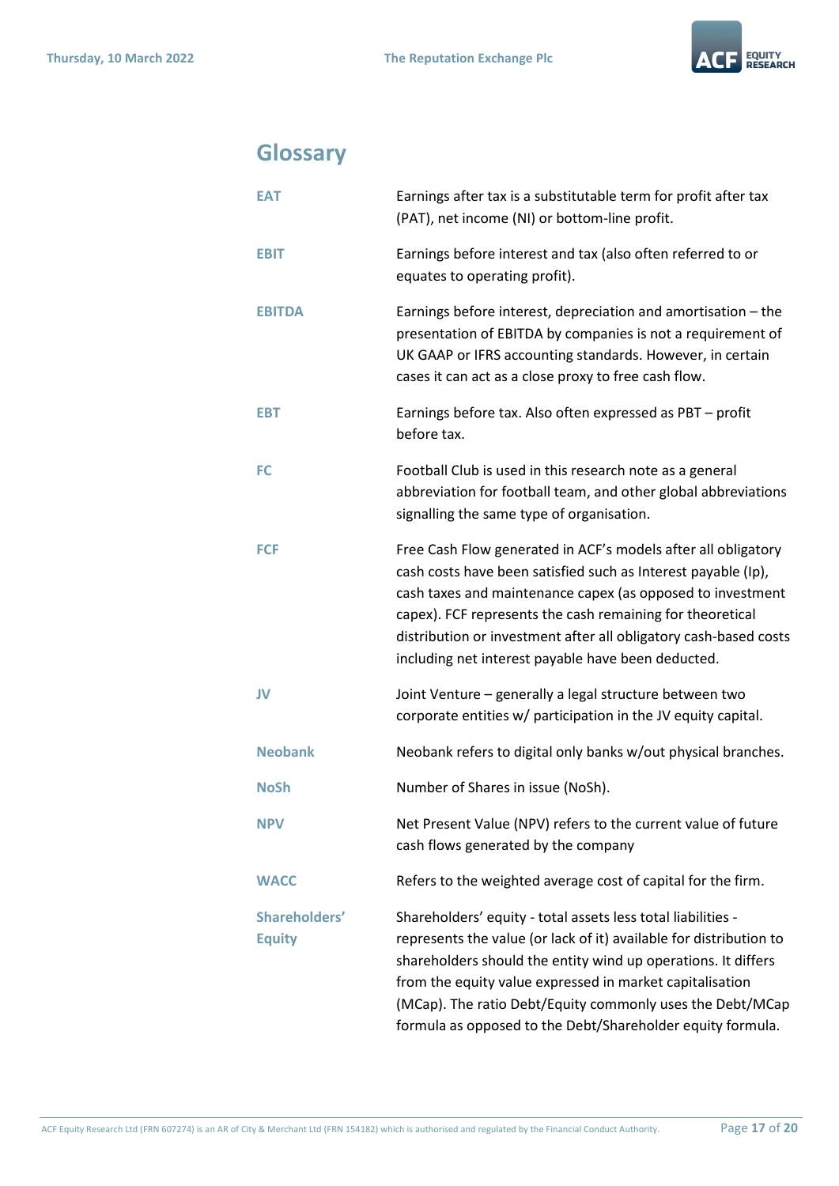# Glossary

**EAT**

Earnings after tax is a substitutable term for profit after tax (PAT), net income (NI) or bottom-line profit.

**EBIT**

Earnings before interest and tax (also often referred to or equates to operating profit).

**EBITDA**

Earnings before interest, depreciation and amortisation – the presentation of EBITDA by companies is not a requirement of UK GAAP or IFRS accounting standards. However, in certain cases it can act as a close proxy to free cash flow.

**EBT**

Earnings before tax. Also often expressed as PBT – profit before tax.

**FC**

Football Club is used in this research note as a general abbreviation for football team, and other global abbreviations signalling the same type of organisation.

**FCF**

Free Cash Flow generated in ACF's models after all obligatory cash costs have been satisfied such as Interest payable (Ip), cash taxes and maintenance capex (as opposed to investment capex). FCF represents the cash remaining for theoretical distribution or investment after all obligatory cash-based costs including net interest payable have been deducted.

**JV**

Joint Venture – generally a legal structure between two corporate entities w/ participation in the JV equity capital.

**Neobank**

Neobank refers to digital only banks w/out physical branches.

**NoSh**

Number of Shares in issue (NoSh).

**NPV**

Net Present Value (NPV) refers to the current value of future cash flows generated by the company

**WACC**

Refers to the weighted average cost of capital for the firm.

**Shareholders' Equity**

Shareholders' equity - total assets less total liabilities - represents the value (or lack of it) available for distribution to shareholders should the entity wind up operations. It differs from the equity value expressed in market capitalisation (MCap). The ratio Debt/Equity commonly uses the Debt/MCap formula as opposed to the Debt/Shareholder equity formula.

ACF Equity Research Ltd (FRN 607274) is an AR of City & Merchant Ltd (FRN 154182) which is authorised and regulated by the Financial Conduct Authority.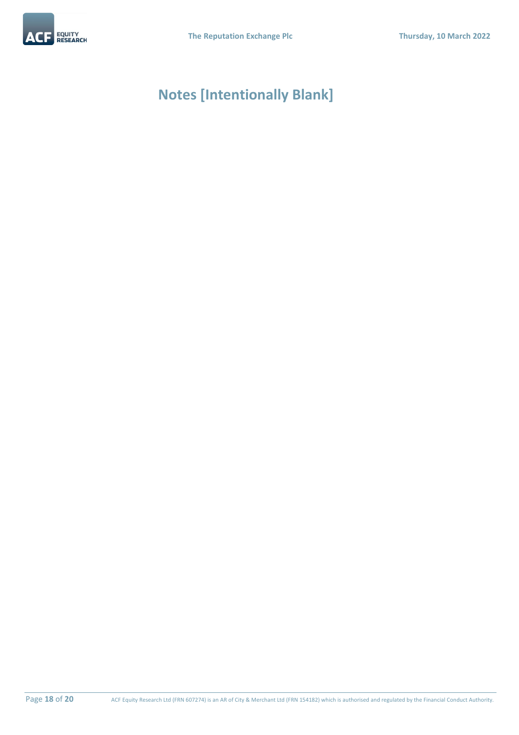# Notes [Intentionally Blank]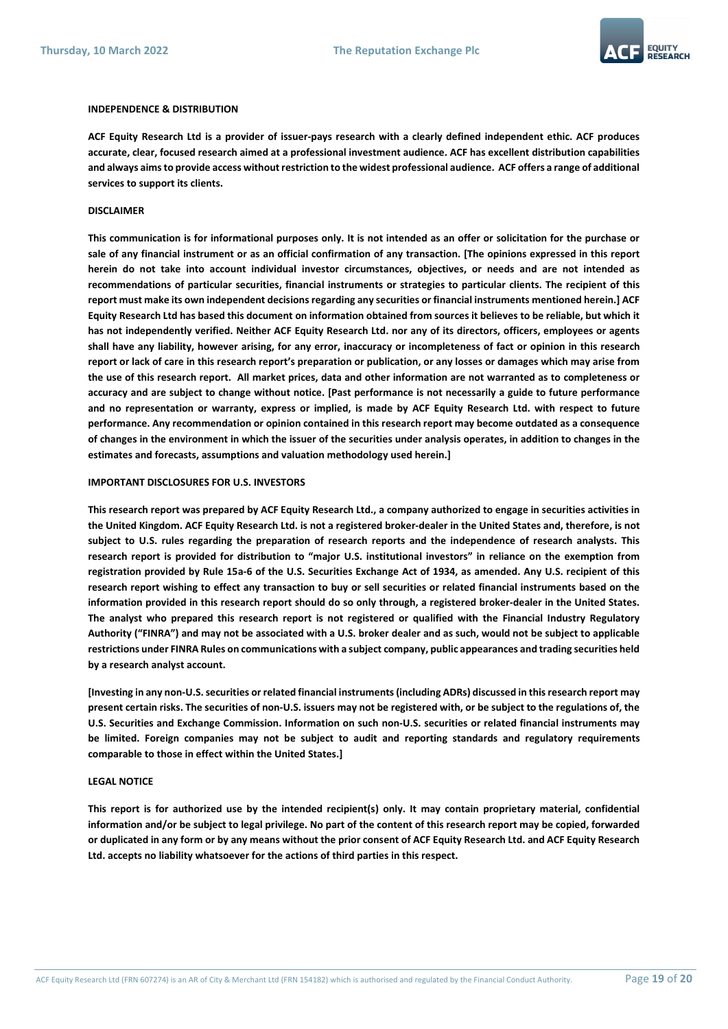#### INDEPENDENCE & DISTRIBUTION

**ACF Equity Research Ltd is a provider of issuer-pays research with a clearly defined independent ethic. ACF produces accurate, clear, focused research aimed at a professional investment audience. ACF has excellent distribution capabilities and always aims to provide access without restriction to the widest professional audience. ACF offers a range of additional services to support its clients.**

#### DISCLAIMER

**This communication is for informational purposes only. It is not intended as an offer or solicitation for the purchase or sale of any financial instrument or as an official confirmation of any transaction. [The opinions expressed in this report herein do not take into account individual investor circumstances, objectives, or needs and are not intended as recommendations of particular securities, financial instruments or strategies to particular clients. The recipient of this report must make its own independent decisions regarding any securities or financial instruments mentioned herein.] ACF Equity Research Ltd has based this document on information obtained from sources it believes to be reliable, but which it has not independently verified. Neither ACF Equity Research Ltd. nor any of its directors, officers, employees or agents shall have any liability, however arising, for any error, inaccuracy or incompleteness of fact or opinion in this research report or lack of care in this research report's preparation or publication, or any losses or damages which may arise from the use of this research report. All market prices, data and other information are not warranted as to completeness or accuracy and are subject to change without notice. [Past performance is not necessarily a guide to future performance and no representation or warranty, express or implied, is made by ACF Equity Research Ltd. with respect to future performance. Any recommendation or opinion contained in this research report may become outdated as a consequence of changes in the environment in which the issuer of the securities under analysis operates, in addition to changes in the estimates and forecasts, assumptions and valuation methodology used herein.]**

#### IMPORTANT DISCLOSURES FOR U.S. INVESTORS

**This research report was prepared by ACF Equity Research Ltd., a company authorized to engage in securities activities in the United Kingdom. ACF Equity Research Ltd. is not a registered broker-dealer in the United States and, therefore, is not subject to U.S. rules regarding the preparation of research reports and the independence of research analysts. This research report is provided for distribution to "major U.S. institutional investors" in reliance on the exemption from registration provided by Rule 15a-6 of the U.S. Securities Exchange Act of 1934, as amended. Any U.S. recipient of this research report wishing to effect any transaction to buy or sell securities or related financial instruments based on the information provided in this research report should do so only through, a registered broker-dealer in the United States. The analyst who prepared this research report is not registered or qualified with the Financial Industry Regulatory Authority ("FINRA") and may not be associated with a U.S. broker dealer and as such, would not be subject to applicable restrictions under FINRA Rules on communications with a subject company, public appearances and trading securities held by a research analyst account.**

**[Investing in any non-U.S. securities or related financial instruments (including ADRs) discussed in this research report may present certain risks. The securities of non-U.S. issuers may not be registered with, or be subject to the regulations of, the U.S. Securities and Exchange Commission. Information on such non-U.S. securities or related financial instruments may be limited. Foreign companies may not be subject to audit and reporting standards and regulatory requirements comparable to those in effect within the United States.]**

#### LEGAL NOTICE

**This report is for authorized use by the intended recipient(s) only. It may contain proprietary material, confidential information and/or be subject to legal privilege. No part of the content of this research report may be copied, forwarded or duplicated in any form or by any means without the prior consent of ACF Equity Research Ltd. and ACF Equity Research Ltd. accepts no liability whatsoever for the actions of third parties in this respect.**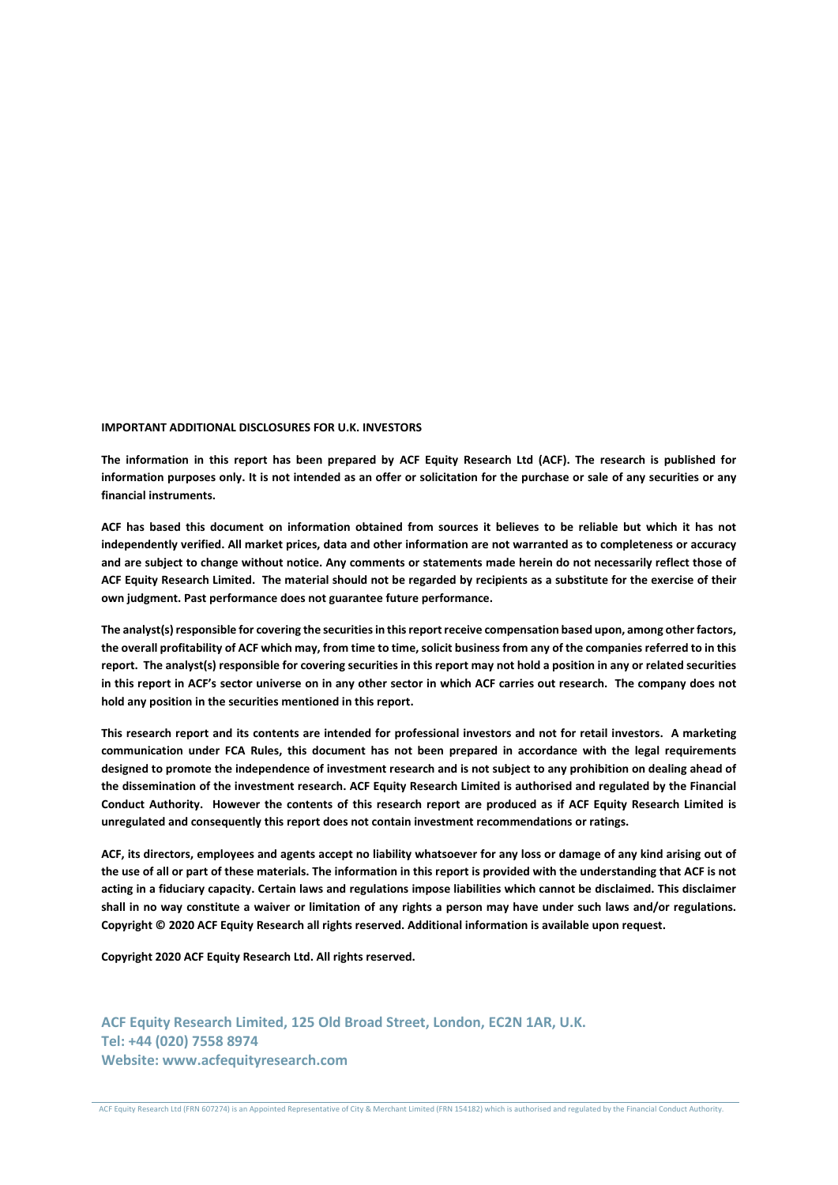**IMPORTANT ADDITIONAL DISCLOSURES FOR U.K. INVESTORS**

**The information in this report has been prepared by ACF Equity Research Ltd (ACF). The research is published for information purposes only. It is not intended as an offer or solicitation for the purchase or sale of any securities or any financial instruments.**

**ACF has based this document on information obtained from sources it believes to be reliable but which it has not independently verified. All market prices, data and other information are not warranted as to completeness or accuracy and are subject to change without notice. Any comments or statements made herein do not necessarily reflect those of ACF Equity Research Limited. The material should not be regarded by recipients as a substitute for the exercise of their own judgment. Past performance does not guarantee future performance.**

**The analyst(s) responsible for covering the securities in this report receive compensation based upon, among other factors, the overall profitability of ACF which may, from time to time, solicit business from any of the companies referred to in this report. The analyst(s) responsible for covering securities in this report may not hold a position in any or related securities in this report in ACF's sector universe on in any other sector in which ACF carries out research. The company does not hold any position in the securities mentioned in this report.**

**This research report and its contents are intended for professional investors and not for retail investors. A marketing communication under FCA Rules, this document has not been prepared in accordance with the legal requirements designed to promote the independence of investment research and is not subject to any prohibition on dealing ahead of the dissemination of the investment research. ACF Equity Research Limited is authorised and regulated by the Financial Conduct Authority. However the contents of this research report are produced as if ACF Equity Research Limited is unregulated and consequently this report does not contain investment recommendations or ratings.**

**ACF, its directors, employees and agents accept no liability whatsoever for any loss or damage of any kind arising out of the use of all or part of these materials. The information in this report is provided with the understanding that ACF is not acting in a fiduciary capacity. Certain laws and regulations impose liabilities which cannot be disclaimed. This disclaimer shall in no way constitute a waiver or limitation of any rights a person may have under such laws and/or regulations. Copyright © 2020 ACF Equity Research all rights reserved. Additional information is available upon request.**

**Copyright 2020 ACF Equity Research Ltd. All rights reserved.**

**ACF Equity Research Limited, 125 Old Broad Street, London, EC2N 1AR, U.K.**
**Tel: +44 (020) 7558 8974**
**Website: www.acfequityresearch.com**

ACF Equity Research Ltd (FRN 607274) is an Appointed Representative of City & Merchant Limited (FRN 154182) which is authorised and regulated by the Financial Conduct Authority.